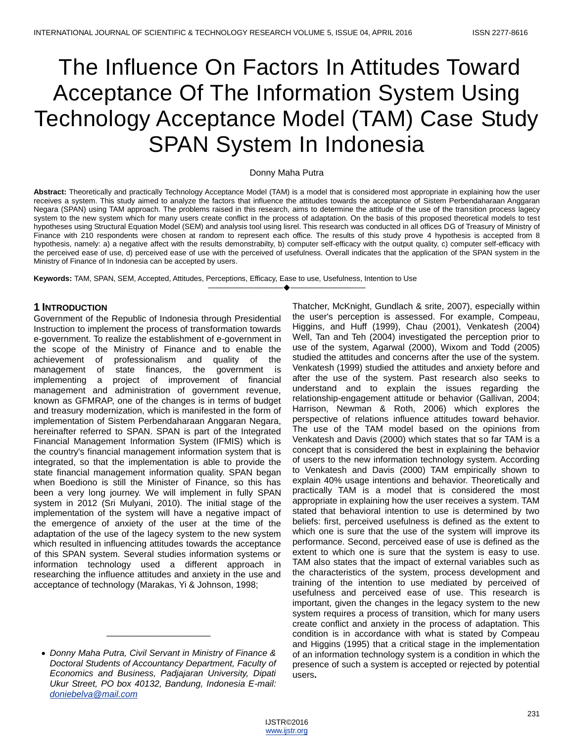# The Influence On Factors In Attitudes Toward Acceptance Of The Information System Using Technology Acceptance Model (TAM) Case Study SPAN System In Indonesia

Donny Maha Putra

**Abstract:** Theoretically and practically Technology Acceptance Model (TAM) is a model that is considered most appropriate in explaining how the user receives a system. This study aimed to analyze the factors that influence the attitudes towards the acceptance of Sistem Perbendaharaan Anggaran Negara (SPAN) using TAM approach. The problems raised in this research, aims to determine the attitude of the use of the transition process lagecy system to the new system which for many users create conflict in the process of adaptation. On the basis of this proposed theoretical models to test hypotheses using Structural Equation Model (SEM) and analysis tool using lisrel. This research was conducted in all offices DG of Treasury of Ministry of Finance with 210 respondents were chosen at random to represent each office. The results of this study prove 4 hypothesis is accepted from 8 hypothesis, namely: a) a negative affect with the results demonstrabilty, b) computer self-efficacy with the output quality, c) computer self-efficacy with the perceived ease of use, d) perceived ease of use with the perceived of usefulness. Overall indicates that the application of the SPAN system in the Ministry of Finance of In Indonesia can be accepted by users.

**Keywords:** TAM, SPAN, SEM, Accepted, Attitudes, Perceptions, Efficacy, Ease to use, Usefulness, Intention to Use

## 1 Introduction

Government of the Republic of Indonesia through Presidential Instruction to implement the process of transformation towards e-government. To realize the establishment of e-government in the scope of the Ministry of Finance and to enable the achievement of professionalism and quality of the management of state finances, the government is implementing a project of improvement of financial management and administration of government revenue, known as GFMRAP, one of the changes is in terms of budget and treasury modernization, which is manifested in the form of implementation of Sistem Perbendaharaan Anggaran Negara, hereinafter referred to SPAN. SPAN is part of the Integrated Financial Management Information System (IFMIS) which is the country's financial management information system that is integrated, so that the implementation is able to provide the state financial management information quality. SPAN began when Boediono is still the Minister of Finance, so this has been a very long journey. We will implement in fully SPAN system in 2012 (Sri Mulyani, 2010). The initial stage of the implementation of the system will have a negative impact of the emergence of anxiety of the user at the time of the adaptation of the use of the lagecy system to the new system which resulted in influencing attitudes towards the acceptance of this SPAN system. Several studies information systems or information technology used a different approach in researching the influence attitudes and anxiety in the use and acceptance of technology (Marakas, Yi & Johnson, 1998; Thatcher, McKnight, Gundlach & srite, 2007), especially within the user's perception is assessed. For example, Compeau, Higgins, and Huff (1999), Chau (2001), Venkatesh (2004) Well, Tan and Teh (2004) investigated the perception prior to use of the system, Agarwal (2000), Wixom and Todd (2005) studied the attitudes and concerns after the use of the system. Venkatesh (1999) studied the attitudes and anxiety before and after the use of the system. Past research also seeks to understand and to explain the issues regarding the relationship-engagement attitude or behavior (Gallivan, 2004; Harrison, Newman & Roth, 2006) which explores the perspective of relations influence attitudes toward behavior. The use of the TAM model based on the opinions from Venkatesh and Davis (2000) which states that so far TAM is a concept that is considered the best in explaining the behavior of users to the new information technology system. According to Venkatesh and Davis (2000) TAM empirically shown to explain 40% usage intentions and behavior. Theoretically and practically TAM is a model that is considered the most appropriate in explaining how the user receives a system. TAM stated that behavioral intention to use is determined by two beliefs: first, perceived usefulness is defined as the extent to which one is sure that the use of the system will improve its performance. Second, perceived ease of use is defined as the extent to which one is sure that the system is easy to use. TAM also states that the impact of external variables such as the characteristics of the system, process development and training of the intention to use mediated by perceived of usefulness and perceived ease of use. This research is important, given the changes in the legacy system to the new system requires a process of transition, which for many users create conflict and anxiety in the process of adaptation. This condition is in accordance with what is stated by Compeau and Higgins (1995) that a critical stage in the implementation of an information technology system is a condition in which the presence of such a system is accepted or rejected by potential users.

- *Donny Maha Putra, Civil Servant in Ministry of Finance & Doctoral Students of Accountancy Department, Faculty of Economics and Business, Padjajaran University, Dipati Ukur Street, PO box 40132, Bandung, Indonesia E-mail: doniebelva@mail.com*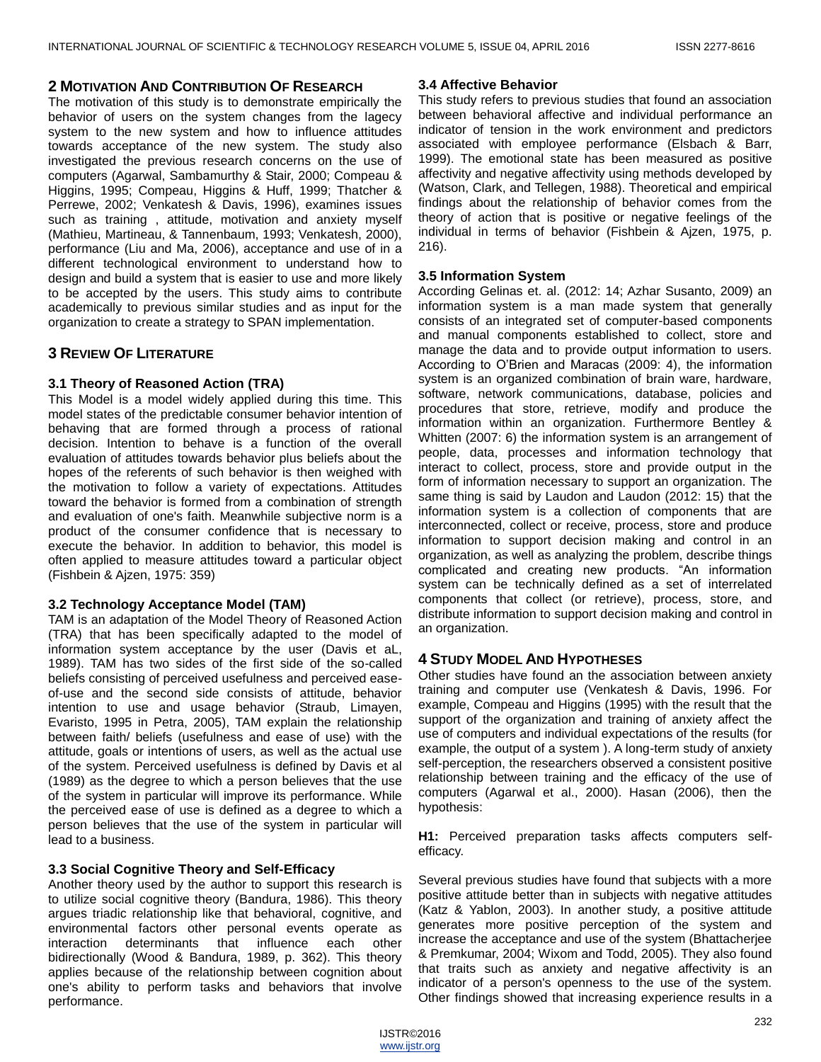## 2 Motivation And Contribution Of Research

The motivation of this study is to demonstrate empirically the behavior of users on the system changes from the lagecy system to the new system and how to influence attitudes towards acceptance of the new system. The study also investigated the previous research concerns on the use of computers (Agarwal, Sambamurthy & Stair, 2000; Compeau & Higgins, 1995; Compeau, Higgins & Huff, 1999; Thatcher & Perrewe, 2002; Venkatesh & Davis, 1996), examines issues such as training , attitude, motivation and anxiety myself (Mathieu, Martineau, & Tannenbaum, 1993; Venkatesh, 2000), performance (Liu and Ma, 2006), acceptance and use of in a different technological environment to understand how to design and build a system that is easier to use and more likely to be accepted by the users. This study aims to contribute academically to previous similar studies and as input for the organization to create a strategy to SPAN implementation.

## 3 Review Of Literature

### 3.1 Theory of Reasoned Action (TRA)

This Model is a model widely applied during this time. This model states of the predictable consumer behavior intention of behaving that are formed through a process of rational decision. Intention to behave is a function of the overall evaluation of attitudes towards behavior plus beliefs about the hopes of the referents of such behavior is then weighed with the motivation to follow a variety of expectations. Attitudes toward the behavior is formed from a combination of strength and evaluation of one's faith. Meanwhile subjective norm is a product of the consumer confidence that is necessary to execute the behavior. In addition to behavior, this model is often applied to measure attitudes toward a particular object (Fishbein & Ajzen, 1975: 359)

### 3.2 Technology Acceptance Model (TAM)

TAM is an adaptation of the Model Theory of Reasoned Action (TRA) that has been specifically adapted to the model of information system acceptance by the user (Davis et aL, 1989). TAM has two sides of the first side of the so-called beliefs consisting of perceived usefulness and perceived ease-of-use and the second side consists of attitude, behavior intention to use and usage behavior (Straub, Limayen, Evaristo, 1995 in Petra, 2005), TAM explain the relationship between faith/ beliefs (usefulness and ease of use) with the attitude, goals or intentions of users, as well as the actual use of the system. Perceived usefulness is defined by Davis et al (1989) as the degree to which a person believes that the use of the system in particular will improve its performance. While the perceived ease of use is defined as a degree to which a person believes that the use of the system in particular will lead to a business.

### 3.3 Social Cognitive Theory and Self-Efficacy

Another theory used by the author to support this research is to utilize social cognitive theory (Bandura, 1986). This theory argues triadic relationship like that behavioral, cognitive, and environmental factors other personal events operate as interaction determinants that influence each other bidirectionally (Wood & Bandura, 1989, p. 362). This theory applies because of the relationship between cognition about one's ability to perform tasks and behaviors that involve performance.

### 3.4 Affective Behavior

This study refers to previous studies that found an association between behavioral affective and individual performance an indicator of tension in the work environment and predictors associated with employee performance (Elsbach & Barr, 1999). The emotional state has been measured as positive affectivity and negative affectivity using methods developed by (Watson, Clark, and Tellegen, 1988). Theoretical and empirical findings about the relationship of behavior comes from the theory of action that is positive or negative feelings of the individual in terms of behavior (Fishbein & Ajzen, 1975, p. 216).

### 3.5 Information System

According Gelinas et. al. (2012: 14; Azhar Susanto, 2009) an information system is a man made system that generally consists of an integrated set of computer-based components and manual components established to collect, store and manage the data and to provide output information to users. According to O'Brien and Maracas (2009: 4), the information system is an organized combination of brain ware, hardware, software, network communications, database, policies and procedures that store, retrieve, modify and produce the information within an organization. Furthermore Bentley & Whitten (2007: 6) the information system is an arrangement of people, data, processes and information technology that interact to collect, process, store and provide output in the form of information necessary to support an organization. The same thing is said by Laudon and Laudon (2012: 15) that the information system is a collection of components that are interconnected, collect or receive, process, store and produce information to support decision making and control in an organization, as well as analyzing the problem, describe things complicated and creating new products. "An information system can be technically defined as a set of interrelated components that collect (or retrieve), process, store, and distribute information to support decision making and control in an organization.

## 4 Study Model And Hypotheses

Other studies have found an the association between anxiety training and computer use (Venkatesh & Davis, 1996. For example, Compeau and Higgins (1995) with the result that the support of the organization and training of anxiety affect the use of computers and individual expectations of the results (for example, the output of a system ). A long-term study of anxiety self-perception, the researchers observed a consistent positive relationship between training and the efficacy of the use of computers (Agarwal et al., 2000). Hasan (2006), then the hypothesis:

**H1:** Perceived preparation tasks affects computers self-efficacy.

Several previous studies have found that subjects with a more positive attitude better than in subjects with negative attitudes (Katz & Yablon, 2003). In another study, a positive attitude generates more positive perception of the system and increase the acceptance and use of the system (Bhattacherjee & Premkumar, 2004; Wixom and Todd, 2005). They also found that traits such as anxiety and negative affectivity is an indicator of a person's openness to the use of the system. Other findings showed that increasing experience results in a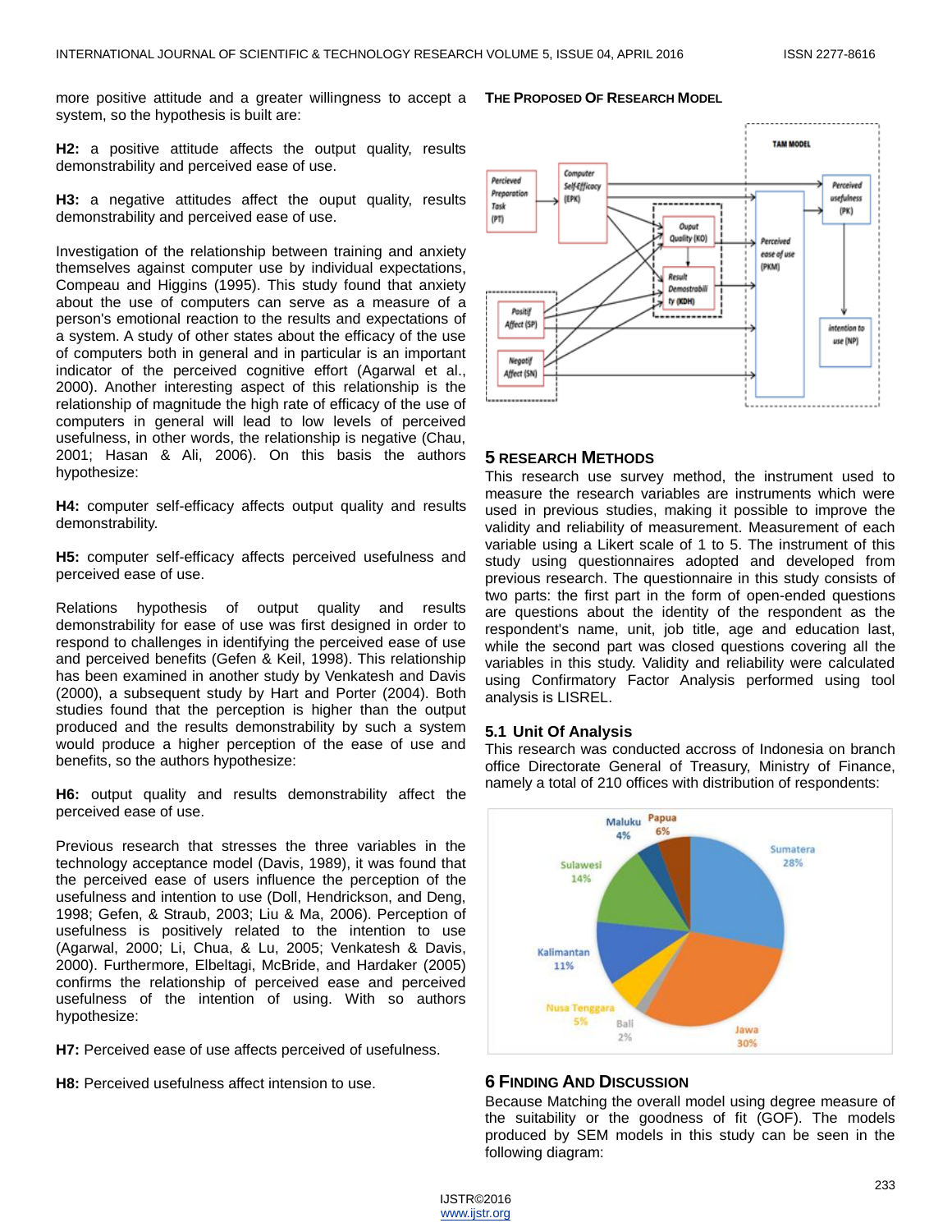more positive attitude and a greater willingness to accept a system, so the hypothesis is built are:

**H2:** a positive attitude affects the output quality, results demonstrability and perceived ease of use.

**H3:** a negative attitudes affect the ouput quality, results demonstrability and perceived ease of use.

Investigation of the relationship between training and anxiety themselves against computer use by individual expectations, Compeau and Higgins (1995). This study found that anxiety about the use of computers can serve as a measure of a person's emotional reaction to the results and expectations of a system. A study of other states about the efficacy of the use of computers both in general and in particular is an important indicator of the perceived cognitive effort (Agarwal et al., 2000). Another interesting aspect of this relationship is the relationship of magnitude the high rate of efficacy of the use of computers in general will lead to low levels of perceived usefulness, in other words, the relationship is negative (Chau, 2001; Hasan & Ali, 2006). On this basis the authors hypothesize:

**H4:** computer self-efficacy affects output quality and results demonstrability.

**H5:** computer self-efficacy affects perceived usefulness and perceived ease of use.

Relations hypothesis of output quality and results demonstrability for ease of use was first designed in order to respond to challenges in identifying the perceived ease of use and perceived benefits (Gefen & Keil, 1998). This relationship has been examined in another study by Venkatesh and Davis (2000), a subsequent study by Hart and Porter (2004). Both studies found that the perception is higher than the output produced and the results demonstrability by such a system would produce a higher perception of the ease of use and benefits, so the authors hypothesize:

**H6:** output quality and results demonstrability affect the perceived ease of use.

Previous research that stresses the three variables in the technology acceptance model (Davis, 1989), it was found that the perceived ease of users influence the perception of the usefulness and intention to use (Doll, Hendrickson, and Deng, 1998; Gefen, & Straub, 2003; Liu & Ma, 2006). Perception of usefulness is positively related to the intention to use (Agarwal, 2000; Li, Chua, & Lu, 2005; Venkatesh & Davis, 2000). Furthermore, Elbeltagi, McBride, and Hardaker (2005) confirms the relationship of perceived ease and perceived usefulness of the intention of using. With so authors hypothesize:

**H7:** Perceived ease of use affects perceived of usefulness.

**H8:** Perceived usefulness affect intension to use.

### THE PROPOSED OF RESEARCH MODEL

## 5 RESEARCH METHODS

This research use survey method, the instrument used to measure the research variables are instruments which were used in previous studies, making it possible to improve the validity and reliability of measurement. Measurement of each variable using a Likert scale of 1 to 5. The instrument of this study using questionnaires adopted and developed from previous research. The questionnaire in this study consists of two parts: the first part in the form of open-ended questions are questions about the identity of the respondent as the respondent's name, unit, job title, age and education last, while the second part was closed questions covering all the variables in this study. Validity and reliability were calculated using Confirmatory Factor Analysis performed using tool analysis is LISREL.

### 5.1 Unit Of Analysis

This research was conducted accross of Indonesia on branch office Directorate General of Treasury, Ministry of Finance, namely a total of 210 offices with distribution of respondents:

## 6 FINDING AND DISCUSSION

Because Matching the overall model using degree measure of the suitability or the goodness of fit (GOF). The models produced by SEM models in this study can be seen in the following diagram: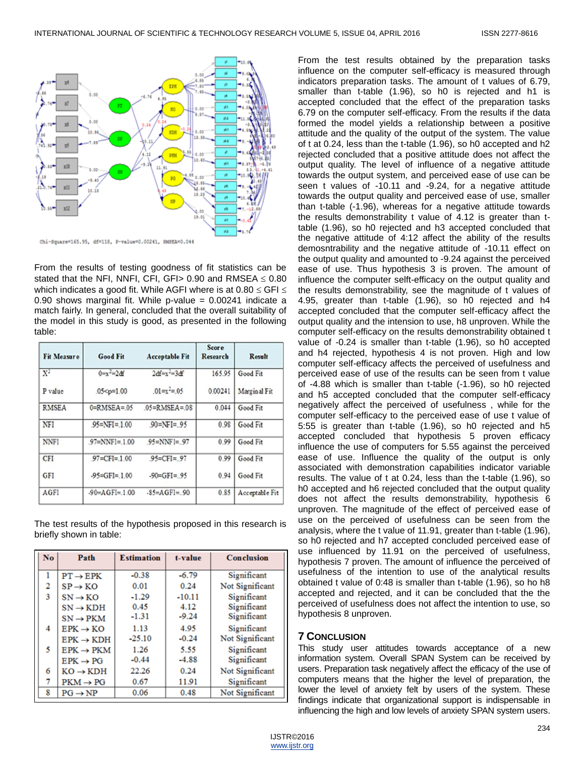Chi-Square=165.95, df=118, P-value=0.00241, RMSEA=0.044

From the results of testing goodness of fit statistics can be stated that the NFI, NNFI, CFI, GFI> 0.90 and RMSEA ≤ 0.80 which indicates a good fit. While AGFI where is at 0.80 ≤ GFI ≤ 0.90 shows marginal fit. While p-value = 0.00241 indicate a match fairly. In general, concluded that the overall suitability of the model in this study is good, as presented in the following table:

| Fit Measure | Good Fit | Acceptable Fit | Score Research | Result |
|---|---|---|---|---|
| $X^2$ | $0=x^2=2df$ | $2df=x^2=3df$ | 165.95 | Good Fit |
| P value | .05<p=1.00 | $.01=x^2=.05$ | 0.00241 | Marginal Fit |
| RMSEA | 0=RMSEA=.05 | .05=RMSEA=.08 | 0.044 | Good Fit |
| NFI | .95=NFI=1.00 | .90=NFI=.95 | 0.98 | Good Fit |
| NNFI | .97=NNFI=1.00 | .95=NNFI=.97 | 0.99 | Good Fit |
| CFI | .97=CFI=1.00 | .95=CFI=.97 | 0.99 | Good Fit |
| GFI | .95=GFI=1.00 | .90=GFI=.95 | 0.94 | Good Fit |
| AGFI | .90=AGFI=1.00 | .85=AGFI=.90 | 0.85 | Acceptable Fit |

The test results of the hypothesis proposed in this research is briefly shown in table:

| No | Path | Estimation | t-value | Conclusion |
|---|---|---|---|---|
| 1 | PT → EPK | -0.38 | -6.79 | Significant |
| 2 | SP → KO | 0.01 | 0.24 | Not Significant |
| 3 | SN → KO | -1.29 | -10.11 | Significant |
| | SN → KDH | 0.45 | 4.12 | Significant |
| | SN → PKM | -1.31 | -9.24 | Significant |
| 4 | EPK → KO | 1.13 | 4.95 | Significant |
| | EPK → KDH | -25.10 | -0.24 | Not Significant |
| 5 | EPK → PKM | 1.26 | 5.55 | Significant |
| | EPK → PG | -0.44 | -4.88 | Significant |
| 6 | KO → KDH | 22.26 | 0.24 | Not Significant |
| 7 | PKM → PG | 0.67 | 11.91 | Significant |
| 8 | PG → NP | 0.06 | 0.48 | Not Significant |

From the test results obtained by the preparation tasks influence on the computer self-efficacy is measured through indicators preparation tasks. The amount of t values of 6.79, smaller than t-table (1.96), so h0 is rejected and h1 is accepted concluded that the effect of the preparation tasks 6.79 on the computer self-efficacy. From the results if the data formed the model yields a relationship between a positive attitude and the quality of the output of the system. The value of t at 0.24, less than the t-table (1.96), so h0 accepted and h2 rejected concluded that a positive attitude does not affect the output quality. The level of influence of a negative attitude towards the output system, and perceived ease of use can be seen t values of -10.11 and -9.24, for a negative attitude towards the output quality and perceived ease of use, smaller than t-table (-1.96), whereas for a negative attitude towards the results demonstrability t value of 4.12 is greater than t-table (1.96), so h0 rejected and h3 accepted concluded that the negative attitude of 4:12 affect the ability of the results demosntrability and the negative attitude of -10.11 effect on the output quality and amounted to -9.24 against the perceived ease of use. Thus hypothesis 3 is proven. The amount of influence the computer selft-efficacy on the output quality and the results demonstrability, see the magnitude of t values of 4.95, greater than t-table (1.96), so h0 rejected and h4 accepted concluded that the computer self-efficacy affect the output quality and the intension to use, h8 unproven. While the computer self-efficacy on the results demonstrability obtained t value of -0.24 is smaller than t-table (1.96), so h0 accepted and h4 rejected, hypothesis 4 is not proven. High and low computer self-efficacy affects the perceived of usefulness and perceived ease of use of the results can be seen from t value of -4.88 which is smaller than t-table (-1.96), so h0 rejected and h5 accepted concluded that the computer self-efficacy negatively affect the perceived of usefulness , while for the computer self-efficacy to the perceived ease of use t value of 5:55 is greater than t-table (1.96), so h0 rejected and h5 accepted concluded that hypothesis 5 proven efficacy influence the use of computers for 5.55 against the perceived ease of use. Influence the quality of the output is only associated with demonstration capabilities indicator variable results. The value of t at 0.24, less than the t-table (1.96), so h0 accepted and h6 rejected concluded that the output quality does not affect the results demonstrability, hypothesis 6 unproven. The magnitude of the effect of perceived ease of use on the perceived of usefulness can be seen from the analysis, where the t value of 11.91, greater than t-table (1.96), so h0 rejected and h7 accepted concluded perceived ease of use influenced by 11.91 on the perceived of usefulness, hypothesis 7 proven. The amount of influence the perceived of usefulness of the intention to use of the analytical results obtained t value of 0:48 is smaller than t-table (1.96), so h8 accepted and rejected, and it can be concluded that the the perceived of usefulness does not affect the intention to use, so hypothesis 8 unproven.

## 7 Conclusion

This study user attitudes towards acceptance of a new information system. Overall SPAN System can be received by users. Preparation task negatively affect the efficacy of the use of computers means that the higher the level of preparation, the lower the level of anxiety felt by users of the system. These findings indicate that organizational support is indispensable in influencing the high and low levels of anxiety SPAN system users.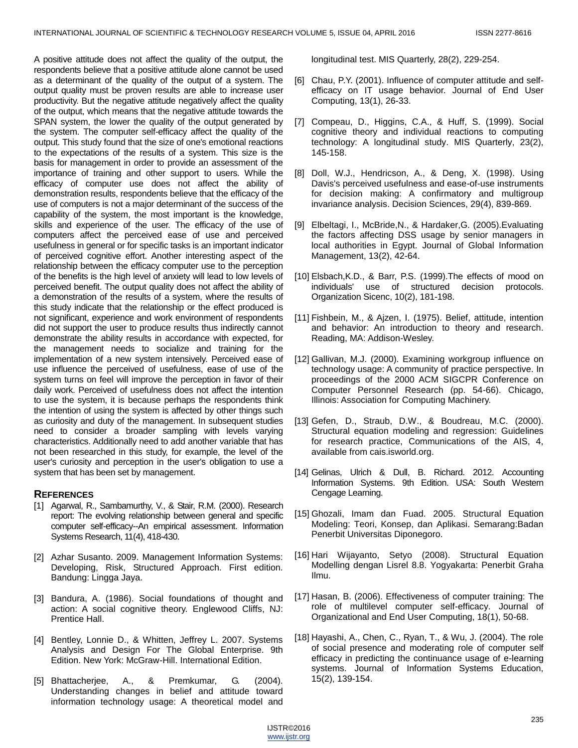A positive attitude does not affect the quality of the output, the respondents believe that a positive attitude alone cannot be used as a determinant of the quality of the output of a system. The output quality must be proven results are able to increase user productivity. But the negative attitude negatively affect the quality of the output, which means that the negative attitude towards the SPAN system, the lower the quality of the output generated by the system. The computer self-efficacy affect the quality of the output. This study found that the size of one's emotional reactions to the expectations of the results of a system. This size is the basis for management in order to provide an assessment of the importance of training and other support to users. While the efficacy of computer use does not affect the ability of demonstration results, respondents believe that the efficacy of the use of computers is not a major determinant of the success of the capability of the system, the most important is the knowledge, skills and experience of the user. The efficacy of the use of computers affect the perceived ease of use and perceived usefulness in general or for specific tasks is an important indicator of perceived cognitive effort. Another interesting aspect of the relationship between the efficacy computer use to the perception of the benefits is the high level of anxiety will lead to low levels of perceived benefit. The output quality does not affect the ability of a demonstration of the results of a system, where the results of this study indicate that the relationship or the effect produced is not significant, experience and work environment of respondents did not support the user to produce results thus indirectly cannot demonstrate the ability results in accordance with expected, for the management needs to socialize and training for the implementation of a new system intensively. Perceived ease of use influence the perceived of usefulness, ease of use of the system turns on feel will improve the perception in favor of their daily work. Perceived of usefulness does not affect the intention to use the system, it is because perhaps the respondents think the intention of using the system is affected by other things such as curiosity and duty of the management. In subsequent studies need to consider a broader sampling with levels varying characteristics. Additionally need to add another variable that has not been researched in this study, for example, the level of the user's curiosity and perception in the user's obligation to use a system that has been set by management.

## REFERENCES

[1] Agarwal, R., Sambamurthy, V., & Stair, R.M. (2000). Research report: The evolving relationship between general and specific computer self-efficacy--An empirical assessment. Information Systems Research, 11(4), 418-430.

[2] Azhar Susanto. 2009. Management Information Systems: Developing, Risk, Structured Approach. First edition. Bandung: Lingga Jaya.

[3] Bandura, A. (1986). Social foundations of thought and action: A social cognitive theory. Englewood Cliffs, NJ: Prentice Hall.

[4] Bentley, Lonnie D., & Whitten, Jeffrey L. 2007. Systems Analysis and Design For The Global Enterprise. 9th Edition. New York: McGraw-Hill. International Edition.

[5] Bhattacherjee, A., & Premkumar, G. (2004). Understanding changes in belief and attitude toward information technology usage: A theoretical model and longitudinal test. MIS Quarterly, 28(2), 229-254.

[6] Chau, P.Y. (2001). Influence of computer attitude and self-efficacy on IT usage behavior. Journal of End User Computing, 13(1), 26-33.

[7] Compeau, D., Higgins, C.A., & Huff, S. (1999). Social cognitive theory and individual reactions to computing technology: A longitudinal study. MIS Quarterly, 23(2), 145-158.

[8] Doll, W.J., Hendricson, A., & Deng, X. (1998). Using Davis's perceived usefulness and ease-of-use instruments for decision making: A confirmatory and multigroup invariance analysis. Decision Sciences, 29(4), 839-869.

[9] Elbeltagi, I., McBride,N., & Hardaker,G. (2005).Evaluating the factors affecting DSS usage by senior managers in local authorities in Egypt. Journal of Global Information Management, 13(2), 42-64.

[10] Elsbach,K.D., & Barr, P.S. (1999).The effects of mood on individuals' use of structured decision protocols. Organization Sicenc, 10(2), 181-198.

[11] Fishbein, M., & Ajzen, I. (1975). Belief, attitude, intention and behavior: An introduction to theory and research. Reading, MA: Addison-Wesley.

[12] Gallivan, M.J. (2000). Examining workgroup influence on technology usage: A community of practice perspective. In proceedings of the 2000 ACM SIGCPR Conference on Computer Personnel Research (pp. 54-66). Chicago, Illinois: Association for Computing Machinery.

[13] Gefen, D., Straub, D.W., & Boudreau, M.C. (2000). Structural equation modeling and regression: Guidelines for research practice, Communications of the AIS, 4, available from cais.isworld.org.

[14] Gelinas, Ulrich & Dull, B. Richard. 2012. Accounting Information Systems. 9th Edition. USA: South Western Cengage Learning.

[15] Ghozali, Imam dan Fuad. 2005. Structural Equation Modeling: Teori, Konsep, dan Aplikasi. Semarang:Badan Penerbit Universitas Diponegoro.

[16] Hari Wijayanto, Setyo (2008). Structural Equation Modelling dengan Lisrel 8.8. Yogyakarta: Penerbit Graha Ilmu.

[17] Hasan, B. (2006). Effectiveness of computer training: The role of multilevel computer self-efficacy. Journal of Organizational and End User Computing, 18(1), 50-68.

[18] Hayashi, A., Chen, C., Ryan, T., & Wu, J. (2004). The role of social presence and moderating role of computer self efficacy in predicting the continuance usage of e-learning systems. Journal of Information Systems Education, 15(2), 139-154.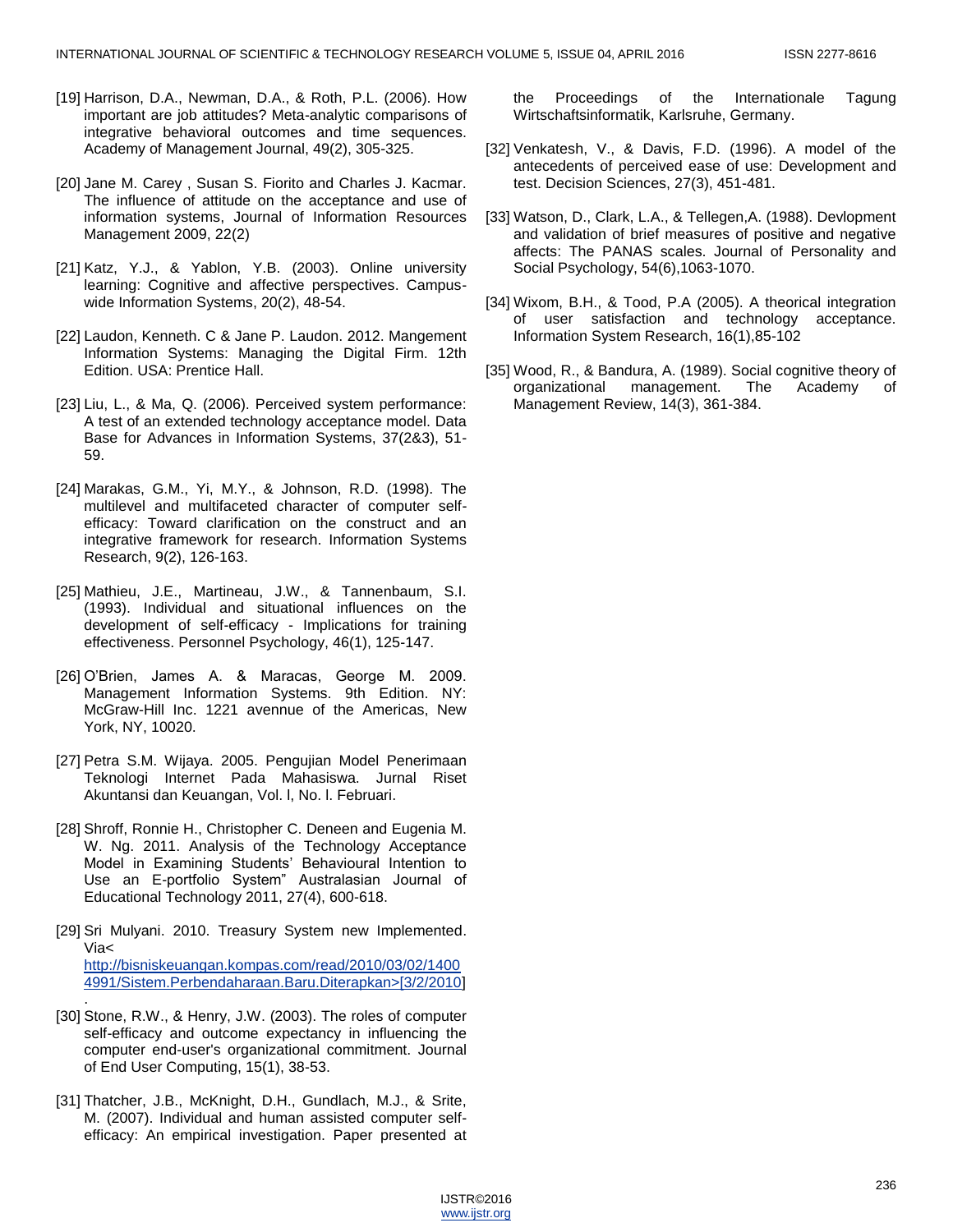[19] Harrison, D.A., Newman, D.A., & Roth, P.L. (2006). How important are job attitudes? Meta-analytic comparisons of integrative behavioral outcomes and time sequences. Academy of Management Journal, 49(2), 305-325.

[20] Jane M. Carey , Susan S. Fiorito and Charles J. Kacmar. The influence of attitude on the acceptance and use of information systems, Journal of Information Resources Management 2009, 22(2)

[21] Katz, Y.J., & Yablon, Y.B. (2003). Online university learning: Cognitive and affective perspectives. Campus-wide Information Systems, 20(2), 48-54.

[22] Laudon, Kenneth. C & Jane P. Laudon. 2012. Mangement Information Systems: Managing the Digital Firm. 12th Edition. USA: Prentice Hall.

[23] Liu, L., & Ma, Q. (2006). Perceived system performance: A test of an extended technology acceptance model. Data Base for Advances in Information Systems, 37(2&3), 51-59.

[24] Marakas, G.M., Yi, M.Y., & Johnson, R.D. (1998). The multilevel and multifaceted character of computer self-efficacy: Toward clarification on the construct and an integrative framework for research. Information Systems Research, 9(2), 126-163.

[25] Mathieu, J.E., Martineau, J.W., & Tannenbaum, S.I. (1993). Individual and situational influences on the development of self-efficacy - Implications for training effectiveness. Personnel Psychology, 46(1), 125-147.

[26] O'Brien, James A. & Maracas, George M. 2009. Management Information Systems. 9th Edition. NY: McGraw-Hill Inc. 1221 avennue of the Americas, New York, NY, 10020.

[27] Petra S.M. Wijaya. 2005. Pengujian Model Penerimaan Teknologi Internet Pada Mahasiswa. Jurnal Riset Akuntansi dan Keuangan, Vol. I, No. I. Februari.

[28] Shroff, Ronnie H., Christopher C. Deneen and Eugenia M. W. Ng. 2011. Analysis of the Technology Acceptance Model in Examining Students' Behavioural Intention to Use an E-portfolio System" Australasian Journal of Educational Technology 2011, 27(4), 600-618.

[29] Sri Mulyani. 2010. Treasury System new Implemented. Via< http://bisniskeuangan.kompas.com/read/2010/03/02/14004991/Sistem.Perbendaharaan.Baru.Diterapkan>[3/2/2010].

[30] Stone, R.W., & Henry, J.W. (2003). The roles of computer self-efficacy and outcome expectancy in influencing the computer end-user's organizational commitment. Journal of End User Computing, 15(1), 38-53.

[31] Thatcher, J.B., McKnight, D.H., Gundlach, M.J., & Srite, M. (2007). Individual and human assisted computer self-efficacy: An empirical investigation. Paper presented at the Proceedings of the Internationale Tagung Wirtschaftsinformatik, Karlsruhe, Germany.

[32] Venkatesh, V., & Davis, F.D. (1996). A model of the antecedents of perceived ease of use: Development and test. Decision Sciences, 27(3), 451-481.

[33] Watson, D., Clark, L.A., & Tellegen,A. (1988). Devlopment and validation of brief measures of positive and negative affects: The PANAS scales. Journal of Personality and Social Psychology, 54(6),1063-1070.

[34] Wixom, B.H., & Tood, P.A (2005). A theorical integration of user satisfaction and technology acceptance. Information System Research, 16(1),85-102

[35] Wood, R., & Bandura, A. (1989). Social cognitive theory of organizational management. The Academy of Management Review, 14(3), 361-384.